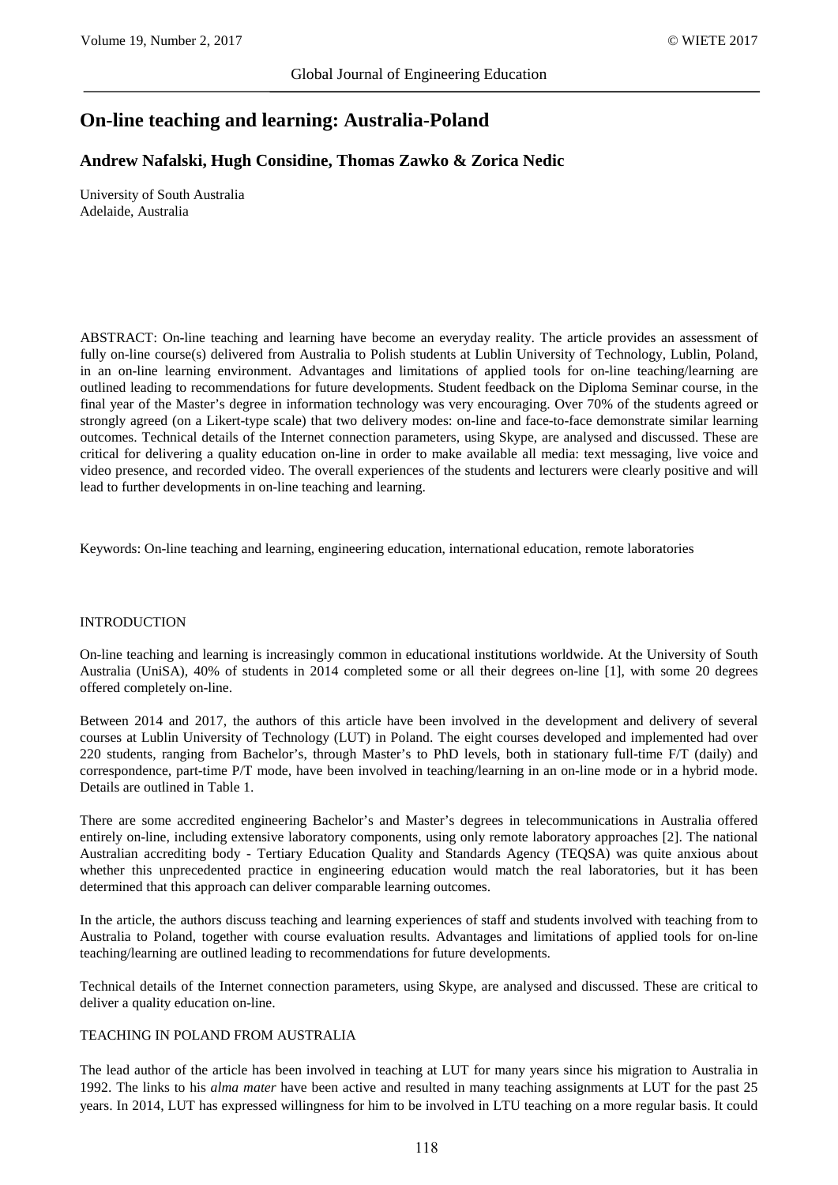# On-line teaching and learning: Australia-Poland

**Andrew Nafalski, Hugh Considine, Thomas Zawko & Zorica Nedic**

University of South Australia
Adelaide, Australia

ABSTRACT: On-line teaching and learning have become an everyday reality. The article provides an assessment of fully on-line course(s) delivered from Australia to Polish students at Lublin University of Technology, Lublin, Poland, in an on-line learning environment. Advantages and limitations of applied tools for on-line teaching/learning are outlined leading to recommendations for future developments. Student feedback on the Diploma Seminar course, in the final year of the Master's degree in information technology was very encouraging. Over 70% of the students agreed or strongly agreed (on a Likert-type scale) that two delivery modes: on-line and face-to-face demonstrate similar learning outcomes. Technical details of the Internet connection parameters, using Skype, are analysed and discussed. These are critical for delivering a quality education on-line in order to make available all media: text messaging, live voice and video presence, and recorded video. The overall experiences of the students and lecturers were clearly positive and will lead to further developments in on-line teaching and learning.

Keywords: On-line teaching and learning, engineering education, international education, remote laboratories

## INTRODUCTION

On-line teaching and learning is increasingly common in educational institutions worldwide. At the University of South Australia (UniSA), 40% of students in 2014 completed some or all their degrees on-line [1], with some 20 degrees offered completely on-line.

Between 2014 and 2017, the authors of this article have been involved in the development and delivery of several courses at Lublin University of Technology (LUT) in Poland. The eight courses developed and implemented had over 220 students, ranging from Bachelor's, through Master's to PhD levels, both in stationary full-time F/T (daily) and correspondence, part-time P/T mode, have been involved in teaching/learning in an on-line mode or in a hybrid mode. Details are outlined in Table 1.

There are some accredited engineering Bachelor's and Master's degrees in telecommunications in Australia offered entirely on-line, including extensive laboratory components, using only remote laboratory approaches [2]. The national Australian accrediting body - Tertiary Education Quality and Standards Agency (TEQSA) was quite anxious about whether this unprecedented practice in engineering education would match the real laboratories, but it has been determined that this approach can deliver comparable learning outcomes.

In the article, the authors discuss teaching and learning experiences of staff and students involved with teaching from to Australia to Poland, together with course evaluation results. Advantages and limitations of applied tools for on-line teaching/learning are outlined leading to recommendations for future developments.

Technical details of the Internet connection parameters, using Skype, are analysed and discussed. These are critical to deliver a quality education on-line.

## TEACHING IN POLAND FROM AUSTRALIA

The lead author of the article has been involved in teaching at LUT for many years since his migration to Australia in 1992. The links to his *alma mater* have been active and resulted in many teaching assignments at LUT for the past 25 years. In 2014, LUT has expressed willingness for him to be involved in LTU teaching on a more regular basis. It could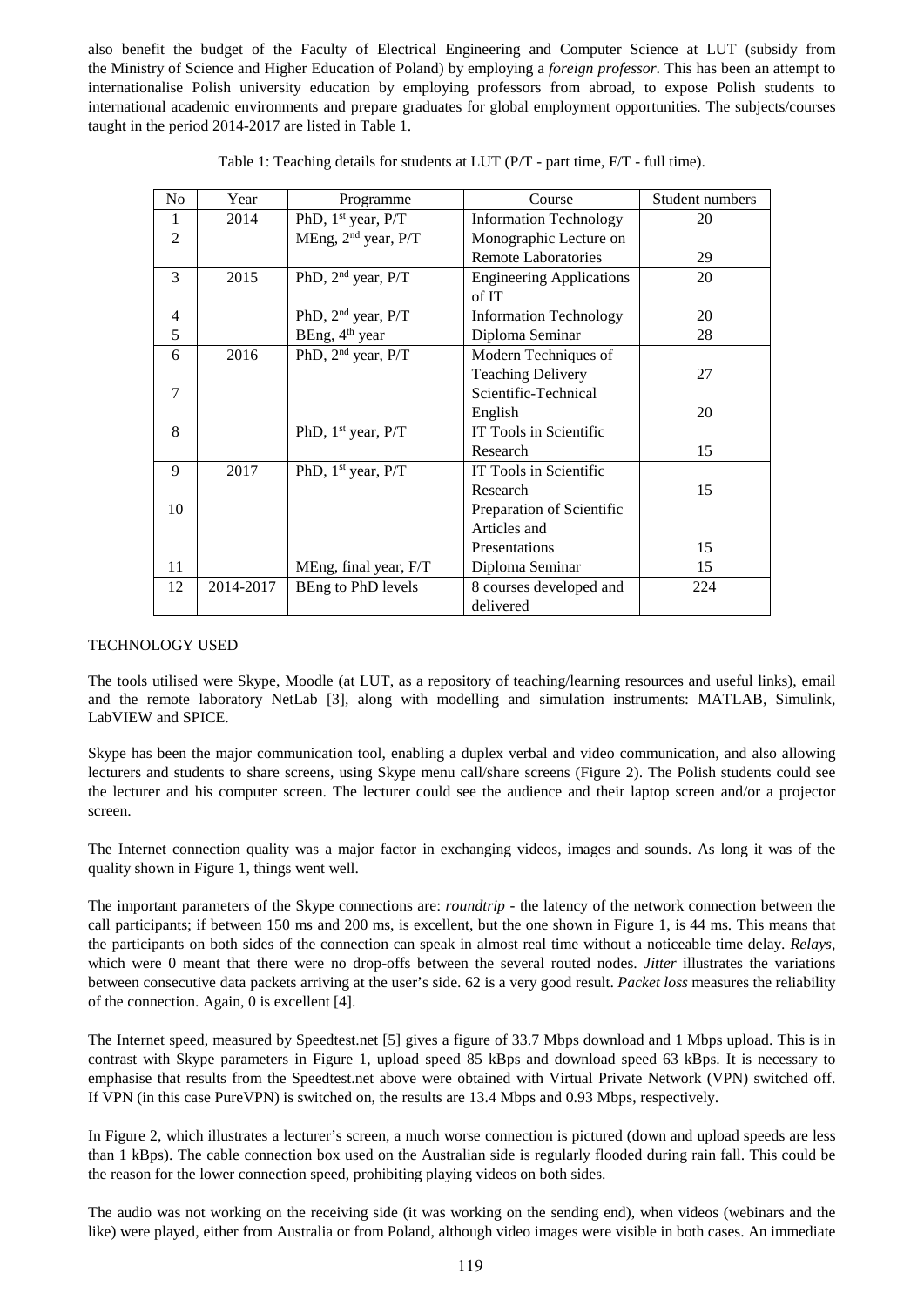also benefit the budget of the Faculty of Electrical Engineering and Computer Science at LUT (subsidy from the Ministry of Science and Higher Education of Poland) by employing a *foreign professor*. This has been an attempt to internationalise Polish university education by employing professors from abroad, to expose Polish students to international academic environments and prepare graduates for global employment opportunities. The subjects/courses taught in the period 2014-2017 are listed in Table 1.

Table 1: Teaching details for students at LUT (P/T - part time, F/T - full time).

| No | Year | Programme | Course | Student numbers |
|---|---|---|---|---|
| 1 | 2014 | PhD, 1st year, P/T | Information Technology | 20 |
| 2 | | MEng, 2nd year, P/T | Monographic Lecture on Remote Laboratories | 29 |
| 3 | 2015 | PhD, 2nd year, P/T | Engineering Applications of IT | 20 |
| 4 | | PhD, 2nd year, P/T | Information Technology | 20 |
| 5 | | BEng, 4th year | Diploma Seminar | 28 |
| 6 | 2016 | PhD, 2nd year, P/T | Modern Techniques of Teaching Delivery | 27 |
| 7 | | | Scientific-Technical English | 20 |
| 8 | | PhD, 1st year, P/T | IT Tools in Scientific Research | 15 |
| 9 | 2017 | PhD, 1st year, P/T | IT Tools in Scientific Research | 15 |
| 10 | | | Preparation of Scientific Articles and Presentations | 15 |
| 11 | | MEng, final year, F/T | Diploma Seminar | 15 |
| 12 | 2014-2017 | BEng to PhD levels | 8 courses developed and delivered | 224 |

## TECHNOLOGY USED

The tools utilised were Skype, Moodle (at LUT, as a repository of teaching/learning resources and useful links), email and the remote laboratory NetLab [3], along with modelling and simulation instruments: MATLAB, Simulink, LabVIEW and SPICE.

Skype has been the major communication tool, enabling a duplex verbal and video communication, and also allowing lecturers and students to share screens, using Skype menu call/share screens (Figure 2). The Polish students could see the lecturer and his computer screen. The lecturer could see the audience and their laptop screen and/or a projector screen.

The Internet connection quality was a major factor in exchanging videos, images and sounds. As long it was of the quality shown in Figure 1, things went well.

The important parameters of the Skype connections are: *roundtrip* - the latency of the network connection between the call participants; if between 150 ms and 200 ms, is excellent, but the one shown in Figure 1, is 44 ms. This means that the participants on both sides of the connection can speak in almost real time without a noticeable time delay. *Relays*, which were 0 meant that there were no drop-offs between the several routed nodes. *Jitter* illustrates the variations between consecutive data packets arriving at the user's side. 62 is a very good result. *Packet loss* measures the reliability of the connection. Again, 0 is excellent [4].

The Internet speed, measured by Speedtest.net [5] gives a figure of 33.7 Mbps download and 1 Mbps upload. This is in contrast with Skype parameters in Figure 1, upload speed 85 kBps and download speed 63 kBps. It is necessary to emphasise that results from the Speedtest.net above were obtained with Virtual Private Network (VPN) switched off. If VPN (in this case PureVPN) is switched on, the results are 13.4 Mbps and 0.93 Mbps, respectively.

In Figure 2, which illustrates a lecturer's screen, a much worse connection is pictured (down and upload speeds are less than 1 kBps). The cable connection box used on the Australian side is regularly flooded during rain fall. This could be the reason for the lower connection speed, prohibiting playing videos on both sides.

The audio was not working on the receiving side (it was working on the sending end), when videos (webinars and the like) were played, either from Australia or from Poland, although video images were visible in both cases. An immediate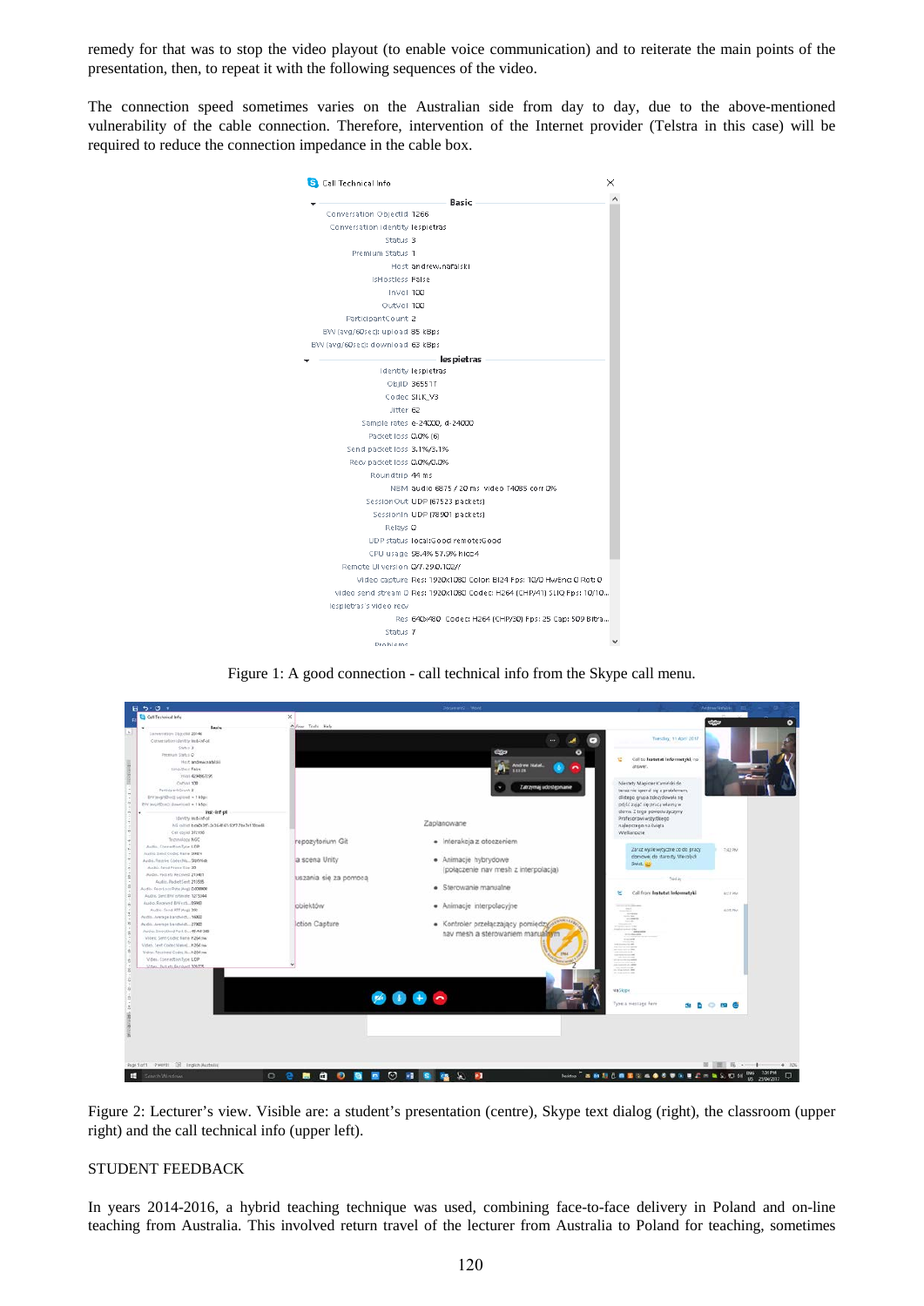remedy for that was to stop the video playout (to enable voice communication) and to reiterate the main points of the presentation, then, to repeat it with the following sequences of the video.

The connection speed sometimes varies on the Australian side from day to day, due to the above-mentioned vulnerability of the cable connection. Therefore, intervention of the Internet provider (Telstra in this case) will be required to reduce the connection impedance in the cable box.

Figure 1: A good connection - call technical info from the Skype call menu.

Figure 2: Lecturer's view. Visible are: a student's presentation (centre), Skype text dialog (right), the classroom (upper right) and the call technical info (upper left).

## STUDENT FEEDBACK

In years 2014-2016, a hybrid teaching technique was used, combining face-to-face delivery in Poland and on-line teaching from Australia. This involved return travel of the lecturer from Australia to Poland for teaching, sometimes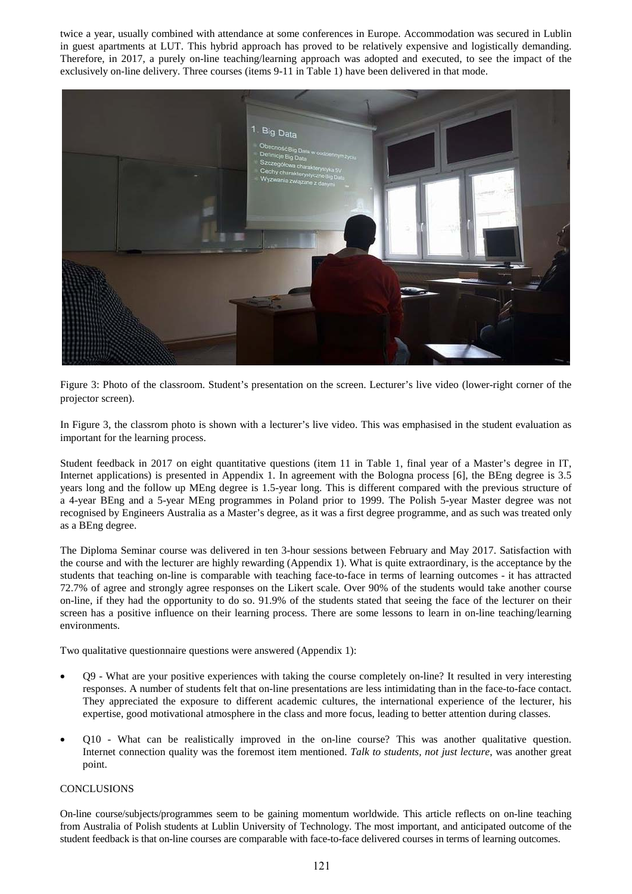twice a year, usually combined with attendance at some conferences in Europe. Accommodation was secured in Lublin in guest apartments at LUT. This hybrid approach has proved to be relatively expensive and logistically demanding. Therefore, in 2017, a purely on-line teaching/learning approach was adopted and executed, to see the impact of the exclusively on-line delivery. Three courses (items 9-11 in Table 1) have been delivered in that mode.

Figure 3: Photo of the classroom. Student's presentation on the screen. Lecturer's live video (lower-right corner of the projector screen).

In Figure 3, the classrom photo is shown with a lecturer's live video. This was emphasised in the student evaluation as important for the learning process.

Student feedback in 2017 on eight quantitative questions (item 11 in Table 1, final year of a Master's degree in IT, Internet applications) is presented in Appendix 1. In agreement with the Bologna process [6], the BEng degree is 3.5 years long and the follow up MEng degree is 1.5-year long. This is different compared with the previous structure of a 4-year BEng and a 5-year MEng programmes in Poland prior to 1999. The Polish 5-year Master degree was not recognised by Engineers Australia as a Master's degree, as it was a first degree programme, and as such was treated only as a BEng degree.

The Diploma Seminar course was delivered in ten 3-hour sessions between February and May 2017. Satisfaction with the course and with the lecturer are highly rewarding (Appendix 1). What is quite extraordinary, is the acceptance by the students that teaching on-line is comparable with teaching face-to-face in terms of learning outcomes - it has attracted 72.7% of agree and strongly agree responses on the Likert scale. Over 90% of the students would take another course on-line, if they had the opportunity to do so. 91.9% of the students stated that seeing the face of the lecturer on their screen has a positive influence on their learning process. There are some lessons to learn in on-line teaching/learning environments.

Two qualitative questionnaire questions were answered (Appendix 1):

- Q9 - What are your positive experiences with taking the course completely on-line? It resulted in very interesting responses. A number of students felt that on-line presentations are less intimidating than in the face-to-face contact. They appreciated the exposure to different academic cultures, the international experience of the lecturer, his expertise, good motivational atmosphere in the class and more focus, leading to better attention during classes.
- Q10 - What can be realistically improved in the on-line course? This was another qualitative question. Internet connection quality was the foremost item mentioned. *Talk to students, not just lecture*, was another great point.

## CONCLUSIONS

On-line course/subjects/programmes seem to be gaining momentum worldwide. This article reflects on on-line teaching from Australia of Polish students at Lublin University of Technology. The most important, and anticipated outcome of the student feedback is that on-line courses are comparable with face-to-face delivered courses in terms of learning outcomes.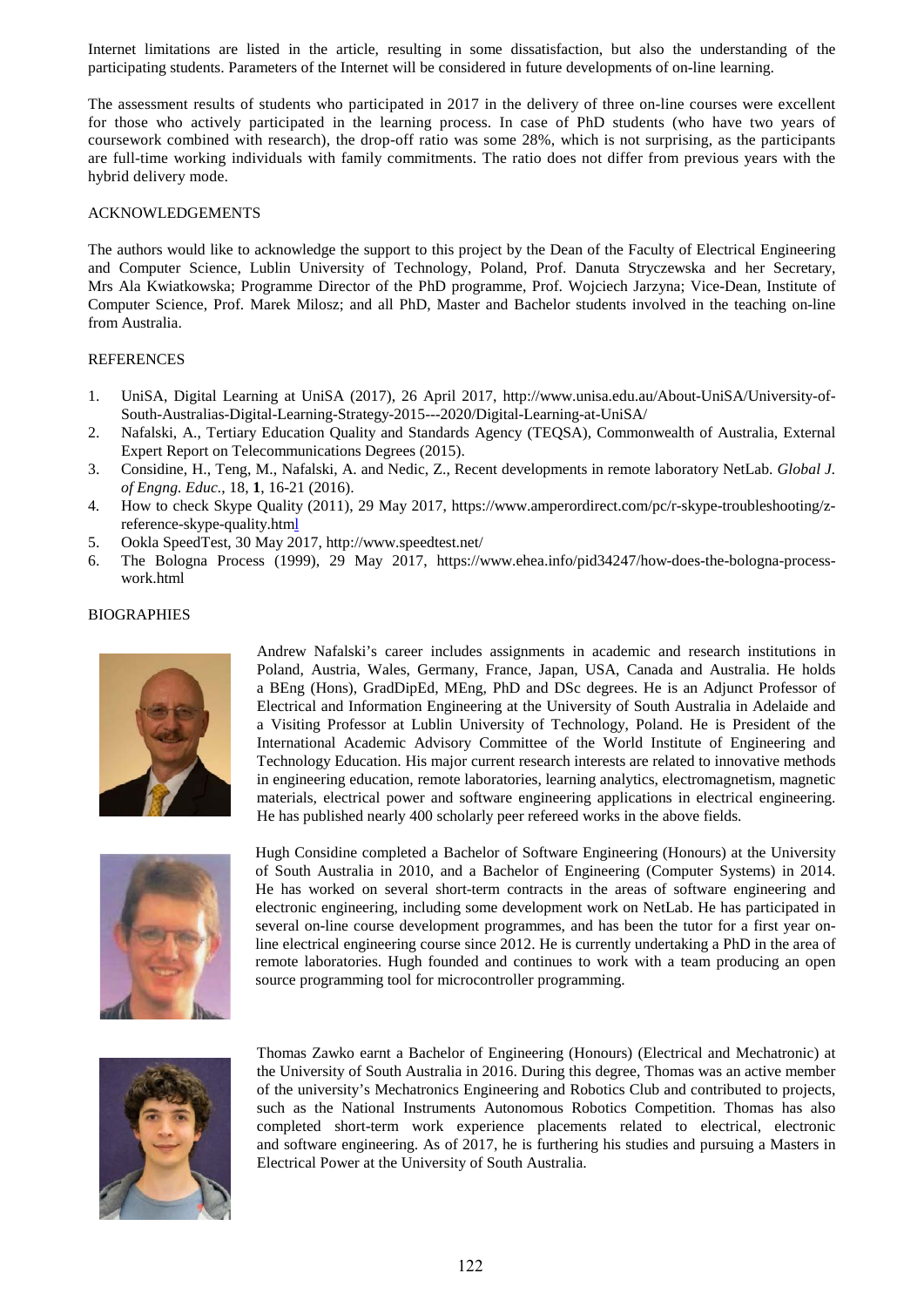Internet limitations are listed in the article, resulting in some dissatisfaction, but also the understanding of the participating students. Parameters of the Internet will be considered in future developments of on-line learning.

The assessment results of students who participated in 2017 in the delivery of three on-line courses were excellent for those who actively participated in the learning process. In case of PhD students (who have two years of coursework combined with research), the drop-off ratio was some 28%, which is not surprising, as the participants are full-time working individuals with family commitments. The ratio does not differ from previous years with the hybrid delivery mode.

## ACKNOWLEDGEMENTS

The authors would like to acknowledge the support to this project by the Dean of the Faculty of Electrical Engineering and Computer Science, Lublin University of Technology, Poland, Prof. Danuta Stryczewska and her Secretary, Mrs Ala Kwiatkowska; Programme Director of the PhD programme, Prof. Wojciech Jarzyna; Vice-Dean, Institute of Computer Science, Prof. Marek Milosz; and all PhD, Master and Bachelor students involved in the teaching on-line from Australia.

## REFERENCES

1. UniSA, Digital Learning at UniSA (2017), 26 April 2017, http://www.unisa.edu.au/About-UniSA/University-of-South-Australias-Digital-Learning-Strategy-2015---2020/Digital-Learning-at-UniSA/
2. Nafalski, A., Tertiary Education Quality and Standards Agency (TEQSA), Commonwealth of Australia, External Expert Report on Telecommunications Degrees (2015).
3. Considine, H., Teng, M., Nafalski, A. and Nedic, Z., Recent developments in remote laboratory NetLab. *Global J. of Engng. Educ.*, 18, **1**, 16-21 (2016).
4. How to check Skype Quality (2011), 29 May 2017, https://www.amperordirect.com/pc/r-skype-troubleshooting/z-reference-skype-quality.html
5. Ookla SpeedTest, 30 May 2017, http://www.speedtest.net/
6. The Bologna Process (1999), 29 May 2017, https://www.ehea.info/pid34247/how-does-the-bologna-process-work.html

## BIOGRAPHIES

Andrew Nafalski's career includes assignments in academic and research institutions in Poland, Austria, Wales, Germany, France, Japan, USA, Canada and Australia. He holds a BEng (Hons), GradDipEd, MEng, PhD and DSc degrees. He is an Adjunct Professor of Electrical and Information Engineering at the University of South Australia in Adelaide and a Visiting Professor at Lublin University of Technology, Poland. He is President of the International Academic Advisory Committee of the World Institute of Engineering and Technology Education. His major current research interests are related to innovative methods in engineering education, remote laboratories, learning analytics, electromagnetism, magnetic materials, electrical power and software engineering applications in electrical engineering. He has published nearly 400 scholarly peer refereed works in the above fields.

Hugh Considine completed a Bachelor of Software Engineering (Honours) at the University of South Australia in 2010, and a Bachelor of Engineering (Computer Systems) in 2014. He has worked on several short-term contracts in the areas of software engineering and electronic engineering, including some development work on NetLab. He has participated in several on-line course development programmes, and has been the tutor for a first year on-line electrical engineering course since 2012. He is currently undertaking a PhD in the area of remote laboratories. Hugh founded and continues to work with a team producing an open source programming tool for microcontroller programming.

Thomas Zawko earnt a Bachelor of Engineering (Honours) (Electrical and Mechatronic) at the University of South Australia in 2016. During this degree, Thomas was an active member of the university's Mechatronics Engineering and Robotics Club and contributed to projects, such as the National Instruments Autonomous Robotics Competition. Thomas has also completed short-term work experience placements related to electrical, electronic and software engineering. As of 2017, he is furthering his studies and pursuing a Masters in Electrical Power at the University of South Australia.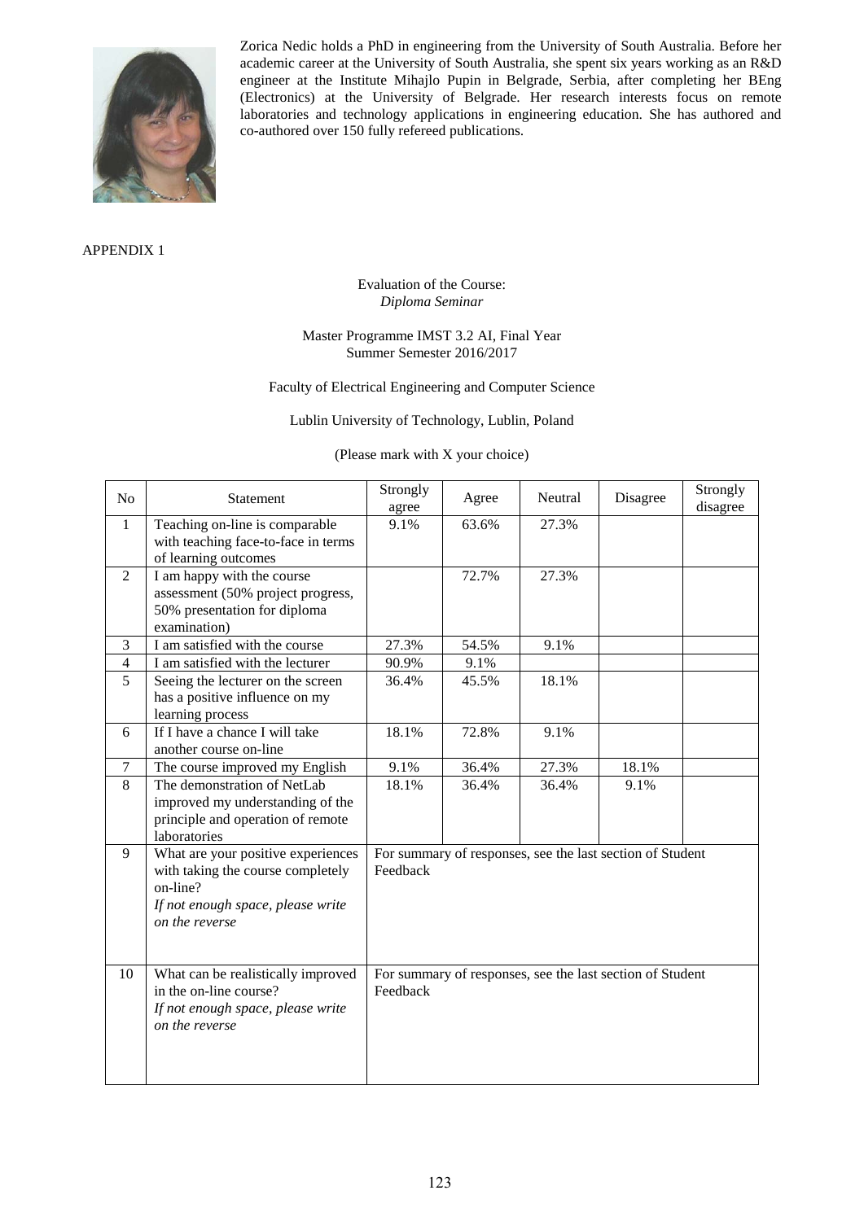Zorica Nedic holds a PhD in engineering from the University of South Australia. Before her academic career at the University of South Australia, she spent six years working as an R&D engineer at the Institute Mihajlo Pupin in Belgrade, Serbia, after completing her BEng (Electronics) at the University of Belgrade. Her research interests focus on remote laboratories and technology applications in engineering education. She has authored and co-authored over 150 fully refereed publications.

APPENDIX 1

Evaluation of the Course:
*Diploma Seminar*

Master Programme IMST 3.2 AI, Final Year
Summer Semester 2016/2017

Faculty of Electrical Engineering and Computer Science

Lublin University of Technology, Lublin, Poland

(Please mark with X your choice)

| No | Statement | Strongly agree | Agree | Neutral | Disagree | Strongly disagree |
|---|---|---|---|---|---|---|
| 1 | Teaching on-line is comparable with teaching face-to-face in terms of learning outcomes | 9.1% | 63.6% | 27.3% | | |
| 2 | I am happy with the course assessment (50% project progress, 50% presentation for diploma examination) | | 72.7% | 27.3% | | |
| 3 | I am satisfied with the course | 27.3% | 54.5% | 9.1% | | |
| 4 | I am satisfied with the lecturer | 90.9% | 9.1% | | | |
| 5 | Seeing the lecturer on the screen has a positive influence on my learning process | 36.4% | 45.5% | 18.1% | | |
| 6 | If I have a chance I will take another course on-line | 18.1% | 72.8% | 9.1% | | |
| 7 | The course improved my English | 9.1% | 36.4% | 27.3% | 18.1% | |
| 8 | The demonstration of NetLab improved my understanding of the principle and operation of remote laboratories | 18.1% | 36.4% | 36.4% | 9.1% | |
| 9 | What are your positive experiences with taking the course completely on-line? *If not enough space, please write on the reverse* | For summary of responses, see the last section of Student Feedback | | | | |
| 10 | What can be realistically improved in the on-line course? *If not enough space, please write on the reverse* | For summary of responses, see the last section of Student Feedback | | | | |